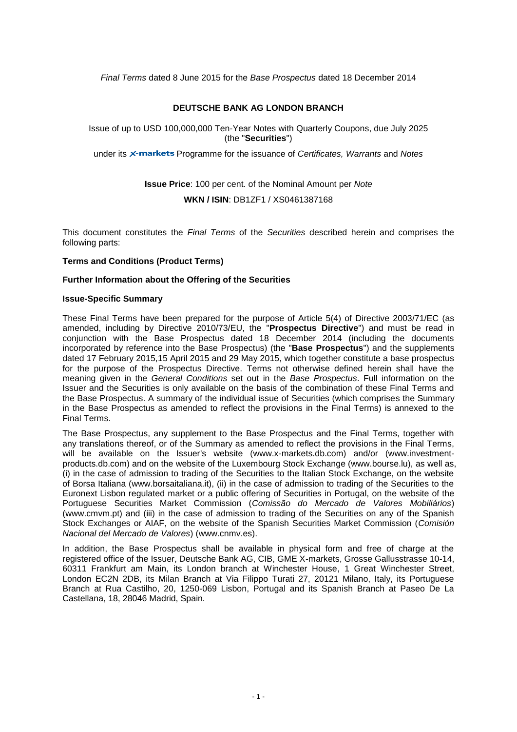*Final Terms* dated 8 June 2015 for the *Base Prospectus* dated 18 December 2014

**DEUTSCHE BANK AG LONDON BRANCH**

Issue of up to USD 100,000,000 Ten-Year Notes with Quarterly Coupons, due July 2025 (the "**Securities**")

under its X-markets Programme for the issuance of *Certificates, Warrants* and *Notes*

**Issue Price**: 100 per cent. of the Nominal Amount per *Note*

**WKN / ISIN**: DB1ZF1 / XS0461387168

This document constitutes the *Final Terms* of the *Securities* described herein and comprises the following parts:

**Terms and Conditions (Product Terms)**

**Further Information about the Offering of the Securities**

**Issue-Specific Summary**

These Final Terms have been prepared for the purpose of Article 5(4) of Directive 2003/71/EC (as amended, including by Directive 2010/73/EU, the "**Prospectus Directive**") and must be read in conjunction with the Base Prospectus dated 18 December 2014 (including the documents incorporated by reference into the Base Prospectus) (the "**Base Prospectus**") and the supplements dated 17 February 2015,15 April 2015 and 29 May 2015, which together constitute a base prospectus for the purpose of the Prospectus Directive. Terms not otherwise defined herein shall have the meaning given in the *General Conditions* set out in the *Base Prospectus*. Full information on the Issuer and the Securities is only available on the basis of the combination of these Final Terms and the Base Prospectus. A summary of the individual issue of Securities (which comprises the Summary in the Base Prospectus as amended to reflect the provisions in the Final Terms) is annexed to the Final Terms.

The Base Prospectus, any supplement to the Base Prospectus and the Final Terms, together with any translations thereof, or of the Summary as amended to reflect the provisions in the Final Terms, will be available on the Issuer's website (www.x-markets.db.com) and/or (www.investment-products.db.com) and on the website of the Luxembourg Stock Exchange (www.bourse.lu), as well as, (i) in the case of admission to trading of the Securities to the Italian Stock Exchange, on the website of Borsa Italiana (www.borsaitaliana.it), (ii) in the case of admission to trading of the Securities to the Euronext Lisbon regulated market or a public offering of Securities in Portugal, on the website of the Portuguese Securities Market Commission (*Comissão do Mercado de Valores Mobiliários*) (www.cmvm.pt) and (iii) in the case of admission to trading of the Securities on any of the Spanish Stock Exchanges or AIAF, on the website of the Spanish Securities Market Commission (*Comisión Nacional del Mercado de Valores*) (www.cnmv.es).

In addition, the Base Prospectus shall be available in physical form and free of charge at the registered office of the Issuer, Deutsche Bank AG, CIB, GME X-markets, Grosse Gallusstrasse 10-14, 60311 Frankfurt am Main, its London branch at Winchester House, 1 Great Winchester Street, London EC2N 2DB, its Milan Branch at Via Filippo Turati 27, 20121 Milano, Italy, its Portuguese Branch at Rua Castilho, 20, 1250-069 Lisbon, Portugal and its Spanish Branch at Paseo De La Castellana, 18, 28046 Madrid, Spain.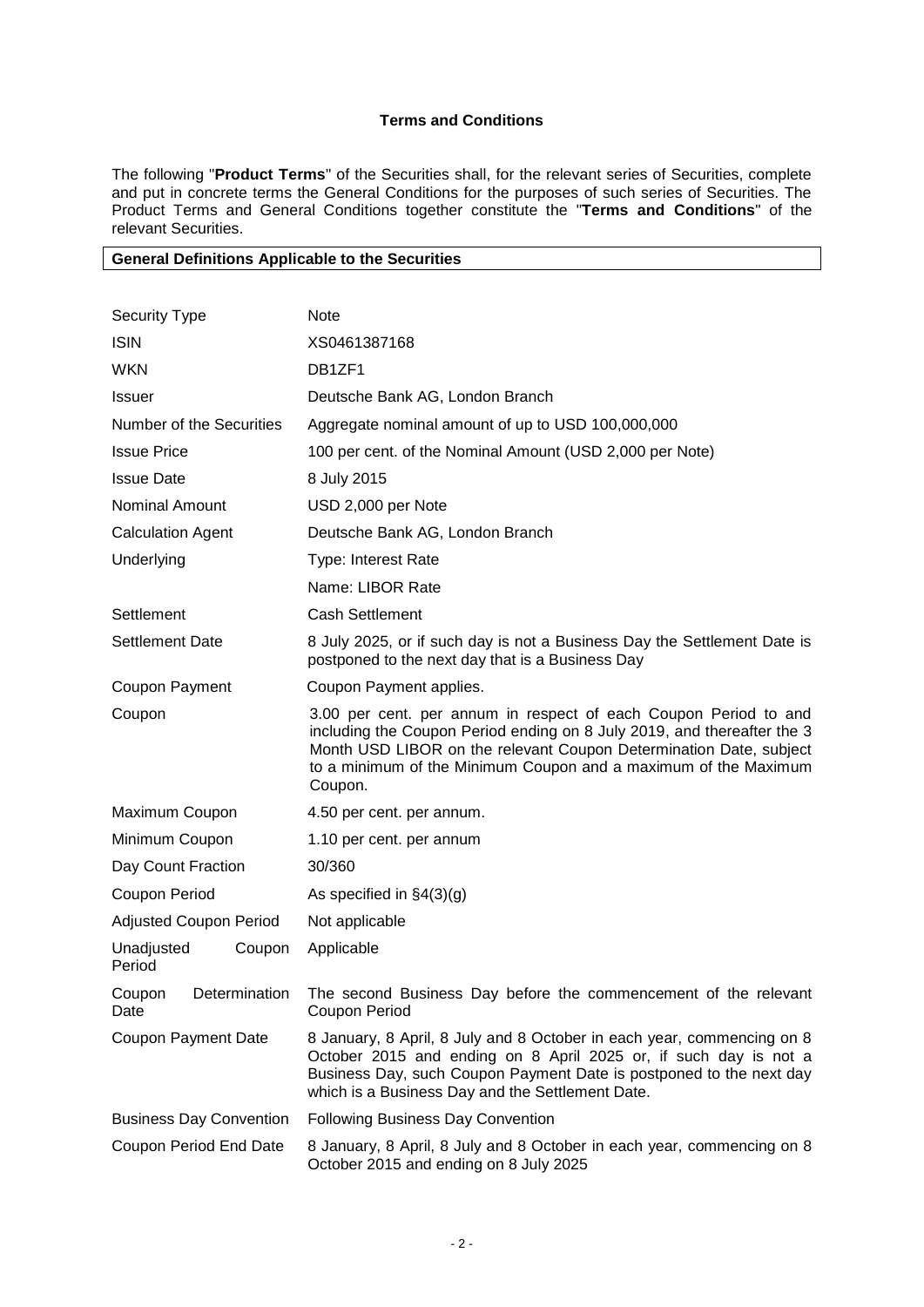# Terms and Conditions

The following "**Product Terms**" of the Securities shall, for the relevant series of Securities, complete and put in concrete terms the General Conditions for the purposes of such series of Securities. The Product Terms and General Conditions together constitute the "**Terms and Conditions**" of the relevant Securities.

## General Definitions Applicable to the Securities

| | |
|---|---|
| Security Type | Note |
| ISIN | XS0461387168 |
| WKN | DB1ZF1 |
| Issuer | Deutsche Bank AG, London Branch |
| Number of the Securities | Aggregate nominal amount of up to USD 100,000,000 |
| Issue Price | 100 per cent. of the Nominal Amount (USD 2,000 per Note) |
| Issue Date | 8 July 2015 |
| Nominal Amount | USD 2,000 per Note |
| Calculation Agent | Deutsche Bank AG, London Branch |
| Underlying | Type: Interest Rate<br>Name: LIBOR Rate |
| Settlement | Cash Settlement |
| Settlement Date | 8 July 2025, or if such day is not a Business Day the Settlement Date is postponed to the next day that is a Business Day |
| Coupon Payment | Coupon Payment applies. |
| Coupon | 3.00 per cent. per annum in respect of each Coupon Period to and including the Coupon Period ending on 8 July 2019, and thereafter the 3 Month USD LIBOR on the relevant Coupon Determination Date, subject to a minimum of the Minimum Coupon and a maximum of the Maximum Coupon. |
| Maximum Coupon | 4.50 per cent. per annum. |
| Minimum Coupon | 1.10 per cent. per annum |
| Day Count Fraction | 30/360 |
| Coupon Period | As specified in §4(3)(g) |
| Adjusted Coupon Period | Not applicable |
| Unadjusted Coupon Period | Applicable |
| Coupon Determination Date | The second Business Day before the commencement of the relevant Coupon Period |
| Coupon Payment Date | 8 January, 8 April, 8 July and 8 October in each year, commencing on 8 October 2015 and ending on 8 April 2025 or, if such day is not a Business Day, such Coupon Payment Date is postponed to the next day which is a Business Day and the Settlement Date. |
| Business Day Convention | Following Business Day Convention |
| Coupon Period End Date | 8 January, 8 April, 8 July and 8 October in each year, commencing on 8 October 2015 and ending on 8 July 2025 |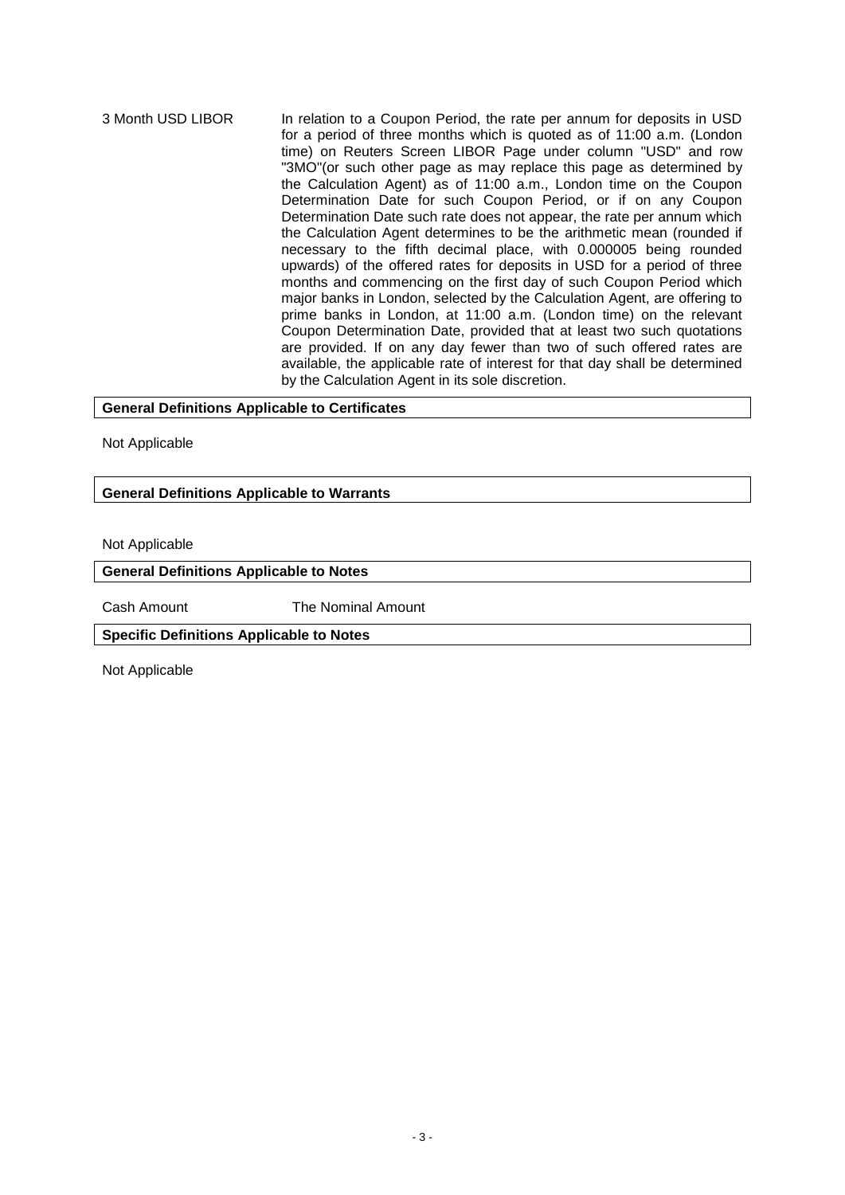| | |
|---|---|
| 3 Month USD LIBOR | In relation to a Coupon Period, the rate per annum for deposits in USD for a period of three months which is quoted as of 11:00 a.m. (London time) on Reuters Screen LIBOR Page under column "USD" and row "3MO"(or such other page as may replace this page as determined by the Calculation Agent) as of 11:00 a.m., London time on the Coupon Determination Date for such Coupon Period, or if on any Coupon Determination Date such rate does not appear, the rate per annum which the Calculation Agent determines to be the arithmetic mean (rounded if necessary to the fifth decimal place, with 0.000005 being rounded upwards) of the offered rates for deposits in USD for a period of three months and commencing on the first day of such Coupon Period which major banks in London, selected by the Calculation Agent, are offering to prime banks in London, at 11:00 a.m. (London time) on the relevant Coupon Determination Date, provided that at least two such quotations are provided. If on any day fewer than two of such offered rates are available, the applicable rate of interest for that day shall be determined by the Calculation Agent in its sole discretion. |

**General Definitions Applicable to Certificates**

Not Applicable

**General Definitions Applicable to Warrants**

Not Applicable

**General Definitions Applicable to Notes**

| | |
|---|---|
| Cash Amount | The Nominal Amount |

**Specific Definitions Applicable to Notes**

Not Applicable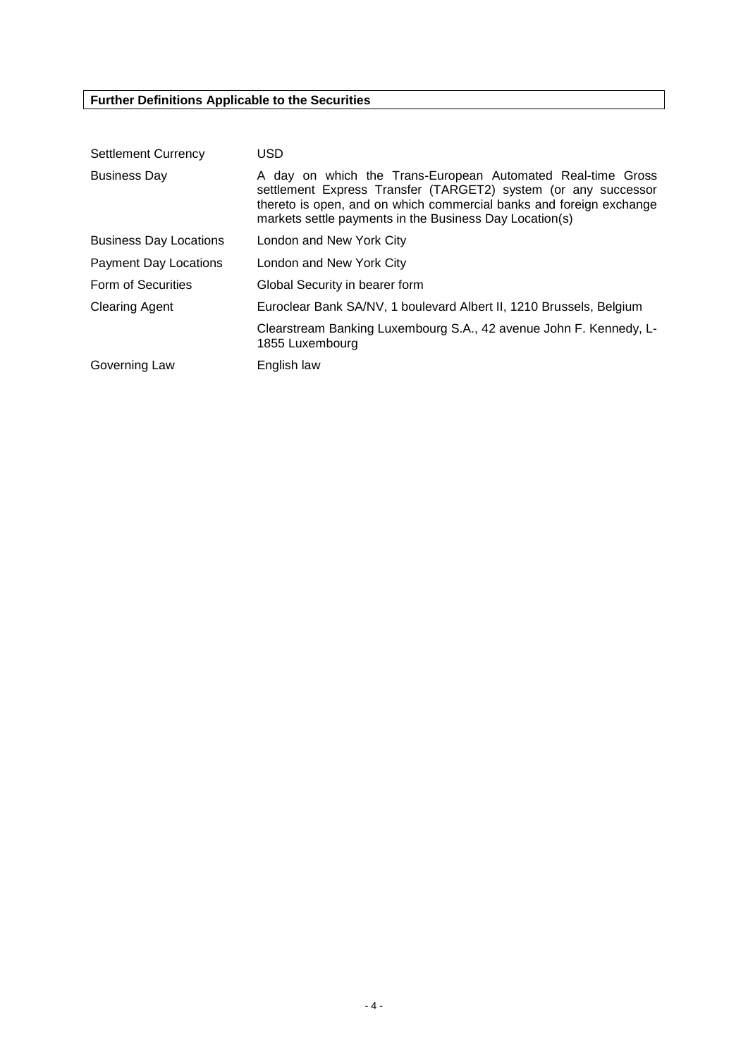**Further Definitions Applicable to the Securities**

| | |
|---|---|
| Settlement Currency | USD |
| Business Day | A day on which the Trans-European Automated Real-time Gross settlement Express Transfer (TARGET2) system (or any successor thereto is open, and on which commercial banks and foreign exchange markets settle payments in the Business Day Location(s) |
| Business Day Locations | London and New York City |
| Payment Day Locations | London and New York City |
| Form of Securities | Global Security in bearer form |
| Clearing Agent | Euroclear Bank SA/NV, 1 boulevard Albert II, 1210 Brussels, Belgium |
| | Clearstream Banking Luxembourg S.A., 42 avenue John F. Kennedy, L-1855 Luxembourg |
| Governing Law | English law |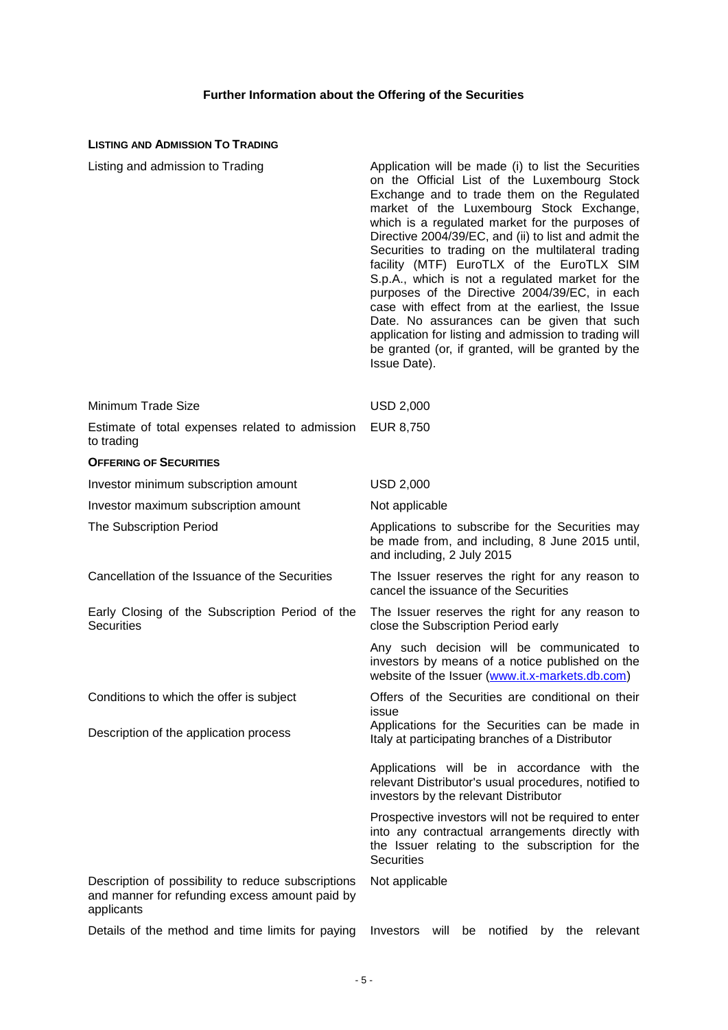# Further Information about the Offering of the Securities

**LISTING AND ADMISSION TO TRADING**

| | |
|---|---|
| Listing and admission to Trading | Application will be made (i) to list the Securities on the Official List of the Luxembourg Stock Exchange and to trade them on the Regulated market of the Luxembourg Stock Exchange, which is a regulated market for the purposes of Directive 2004/39/EC, and (ii) to list and admit the Securities to trading on the multilateral trading facility (MTF) EuroTLX of the EuroTLX SIM S.p.A., which is not a regulated market for the purposes of the Directive 2004/39/EC, in each case with effect from at the earliest, the Issue Date. No assurances can be given that such application for listing and admission to trading will be granted (or, if granted, will be granted by the Issue Date). |
| Minimum Trade Size | USD 2,000 |
| Estimate of total expenses related to admission to trading | EUR 8,750 |

**OFFERING OF SECURITIES**

| | |
|---|---|
| Investor minimum subscription amount | USD 2,000 |
| Investor maximum subscription amount | Not applicable |
| The Subscription Period | Applications to subscribe for the Securities may be made from, and including, 8 June 2015 until, and including, 2 July 2015 |
| Cancellation of the Issuance of the Securities | The Issuer reserves the right for any reason to cancel the issuance of the Securities |
| Early Closing of the Subscription Period of the Securities | The Issuer reserves the right for any reason to close the Subscription Period early<br><br>Any such decision will be communicated to investors by means of a notice published on the website of the Issuer (www.it.x-markets.db.com) |
| Conditions to which the offer is subject | Offers of the Securities are conditional on their issue |
| Description of the application process | Applications for the Securities can be made in Italy at participating branches of a Distributor<br><br>Applications will be in accordance with the relevant Distributor's usual procedures, notified to investors by the relevant Distributor<br><br>Prospective investors will not be required to enter into any contractual arrangements directly with the Issuer relating to the subscription for the Securities |
| Description of possibility to reduce subscriptions and manner for refunding excess amount paid by applicants | Not applicable |
| Details of the method and time limits for paying | Investors will be notified by the relevant |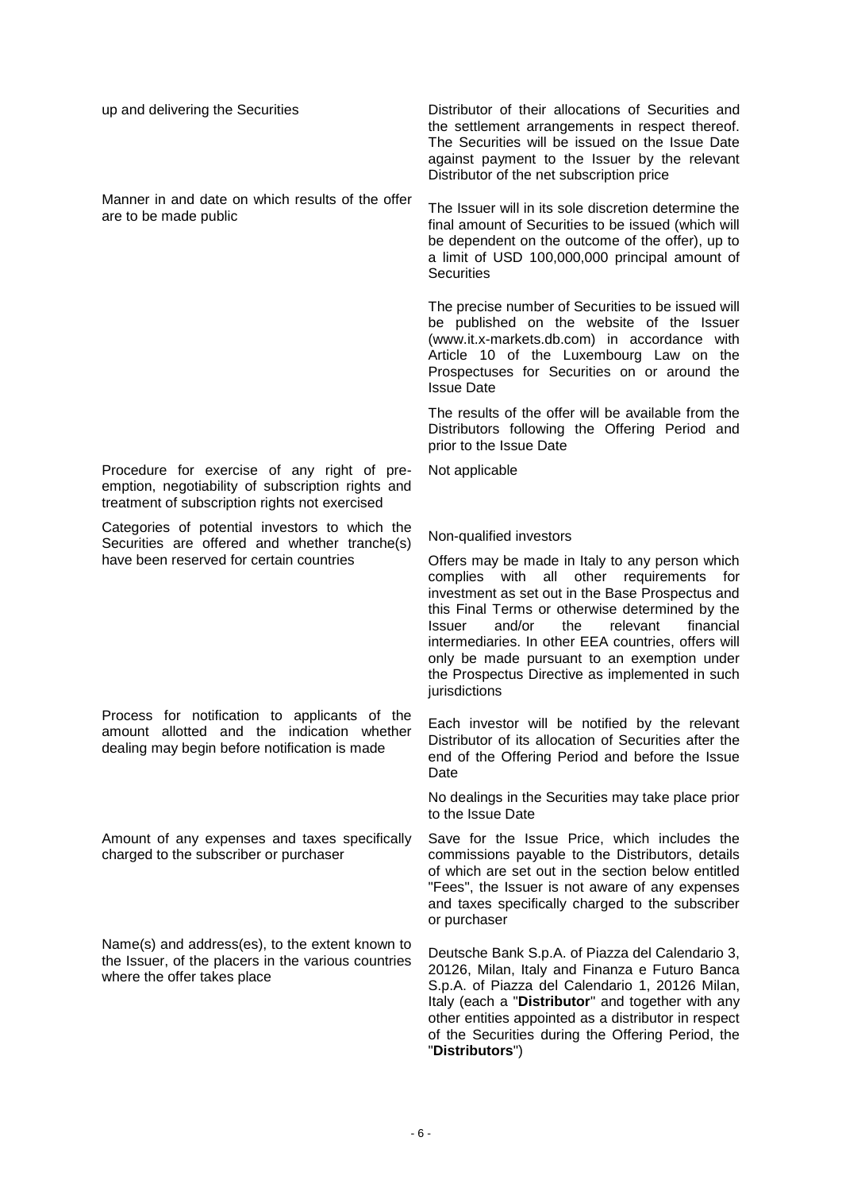| | |
|---|---|
| up and delivering the Securities | Distributor of their allocations of Securities and the settlement arrangements in respect thereof. The Securities will be issued on the Issue Date against payment to the Issuer by the relevant Distributor of the net subscription price |
| Manner in and date on which results of the offer are to be made public | The Issuer will in its sole discretion determine the final amount of Securities to be issued (which will be dependent on the outcome of the offer), up to a limit of USD 100,000,000 principal amount of Securities<br><br>The precise number of Securities to be issued will be published on the website of the Issuer (www.it.x-markets.db.com) in accordance with Article 10 of the Luxembourg Law on the Prospectuses for Securities on or around the Issue Date<br><br>The results of the offer will be available from the Distributors following the Offering Period and prior to the Issue Date |
| Procedure for exercise of any right of pre-emption, negotiability of subscription rights and treatment of subscription rights not exercised | Not applicable |
| Categories of potential investors to which the Securities are offered and whether tranche(s) have been reserved for certain countries | Non-qualified investors<br><br>Offers may be made in Italy to any person which complies with all other requirements for investment as set out in the Base Prospectus and this Final Terms or otherwise determined by the Issuer and/or the relevant financial intermediaries. In other EEA countries, offers will only be made pursuant to an exemption under the Prospectus Directive as implemented in such jurisdictions |
| Process for notification to applicants of the amount allotted and the indication whether dealing may begin before notification is made | Each investor will be notified by the relevant Distributor of its allocation of Securities after the end of the Offering Period and before the Issue Date<br><br>No dealings in the Securities may take place prior to the Issue Date |
| Amount of any expenses and taxes specifically charged to the subscriber or purchaser | Save for the Issue Price, which includes the commissions payable to the Distributors, details of which are set out in the section below entitled "Fees", the Issuer is not aware of any expenses and taxes specifically charged to the subscriber or purchaser |
| Name(s) and address(es), to the extent known to the Issuer, of the placers in the various countries where the offer takes place | Deutsche Bank S.p.A. of Piazza del Calendario 3, 20126, Milan, Italy and Finanza e Futuro Banca S.p.A. of Piazza del Calendario 1, 20126 Milan, Italy (each a "**Distributor**" and together with any other entities appointed as a distributor in respect of the Securities during the Offering Period, the "**Distributors**") |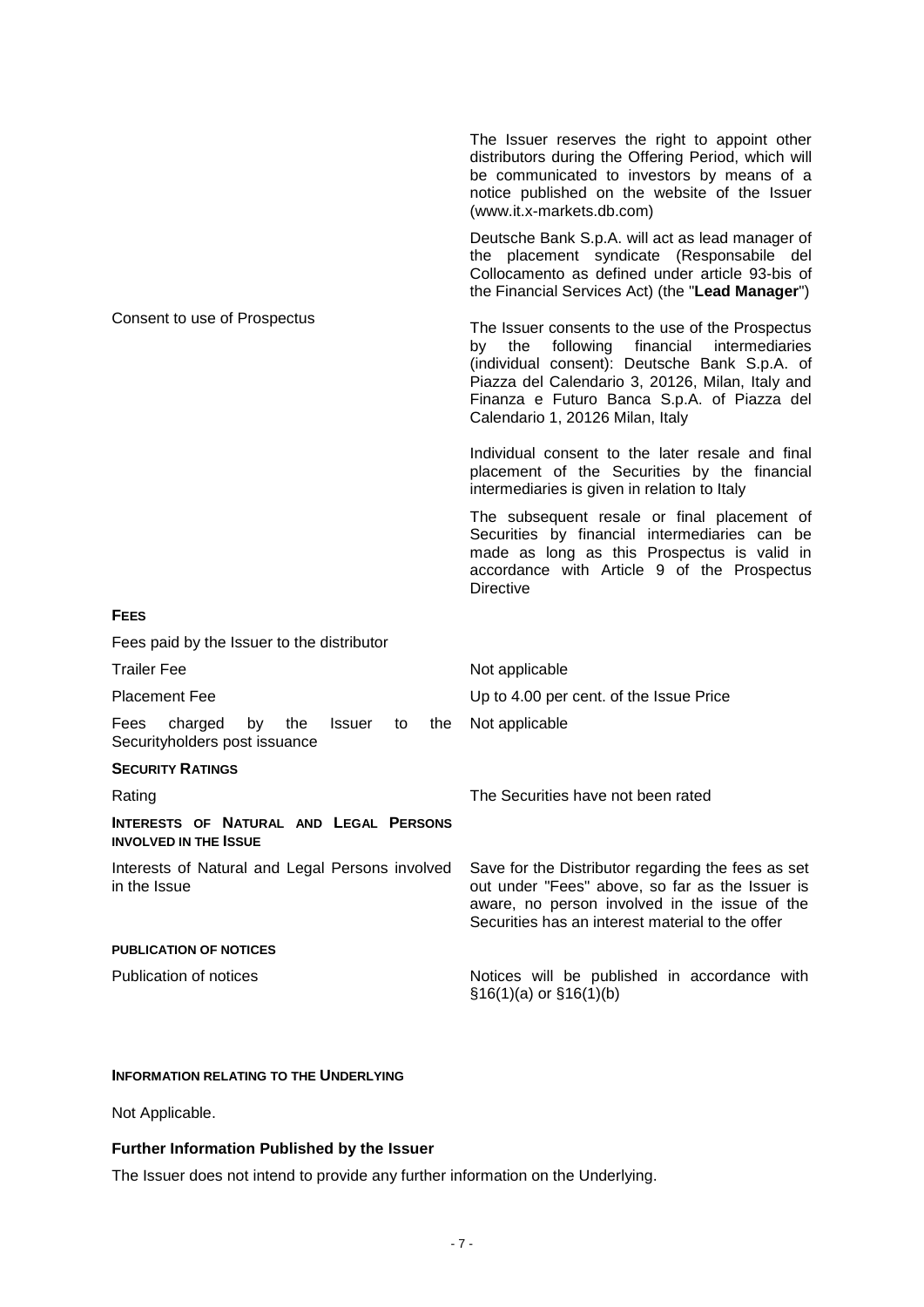|  |  |
|---|---|
|  | The Issuer reserves the right to appoint other distributors during the Offering Period, which will be communicated to investors by means of a notice published on the website of the Issuer (www.it.x-markets.db.com) |
|  | Deutsche Bank S.p.A. will act as lead manager of the placement syndicate (Responsabile del Collocamento as defined under article 93-bis of the Financial Services Act) (the "**Lead Manager**") |
| Consent to use of Prospectus | The Issuer consents to the use of the Prospectus by the following financial intermediaries (individual consent): Deutsche Bank S.p.A. of Piazza del Calendario 3, 20126, Milan, Italy and Finanza e Futuro Banca S.p.A. of Piazza del Calendario 1, 20126 Milan, Italy |
|  | Individual consent to the later resale and final placement of the Securities by the financial intermediaries is given in relation to Italy |
|  | The subsequent resale or final placement of Securities by financial intermediaries can be made as long as this Prospectus is valid in accordance with Article 9 of the Prospectus Directive |

**FEES**

|  |  |
|---|---|
| Fees paid by the Issuer to the distributor |  |
| Trailer Fee | Not applicable |
| Placement Fee | Up to 4.00 per cent. of the Issue Price |
| Fees charged by the Issuer to the Securityholders post issuance | Not applicable |

**SECURITY RATINGS**

|  |  |
|---|---|
| Rating | The Securities have not been rated |

**INTERESTS OF NATURAL AND LEGAL PERSONS INVOLVED IN THE ISSUE**

|  |  |
|---|---|
| Interests of Natural and Legal Persons involved in the Issue | Save for the Distributor regarding the fees as set out under "Fees" above, so far as the Issuer is aware, no person involved in the issue of the Securities has an interest material to the offer |

**PUBLICATION OF NOTICES**

|  |  |
|---|---|
| Publication of notices | Notices will be published in accordance with §16(1)(a) or §16(1)(b) |

**INFORMATION RELATING TO THE UNDERLYING**

Not Applicable.

**Further Information Published by the Issuer**

The Issuer does not intend to provide any further information on the Underlying.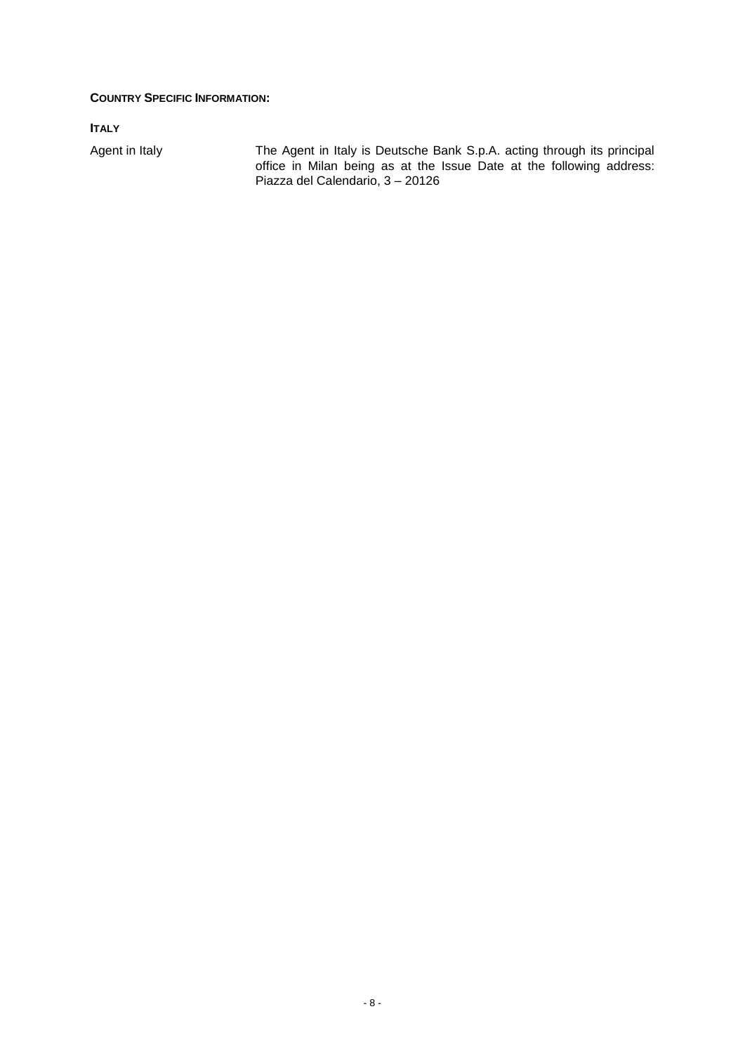**COUNTRY SPECIFIC INFORMATION:**

**ITALY**

| | |
|---|---|
| Agent in Italy | The Agent in Italy is Deutsche Bank S.p.A. acting through its principal office in Milan being as at the Issue Date at the following address: Piazza del Calendario, 3 – 20126 |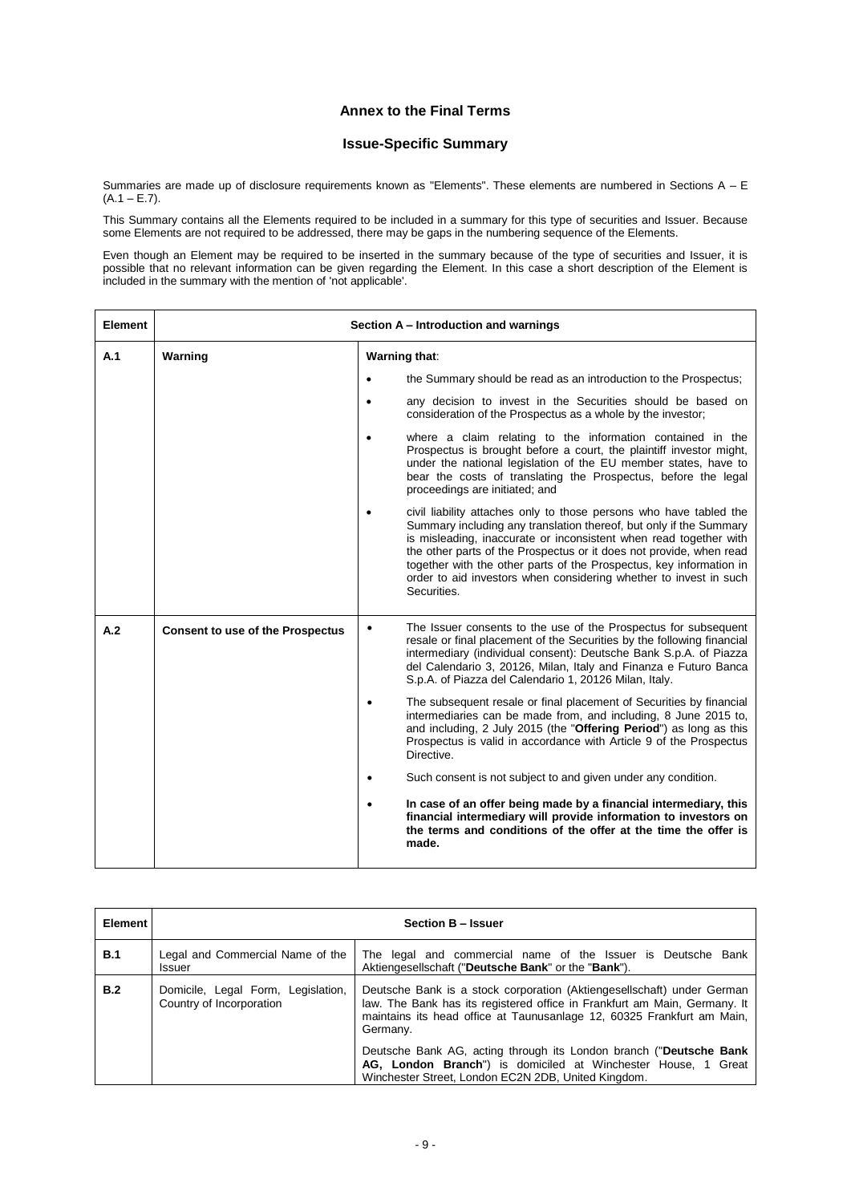## Annex to the Final Terms

## Issue-Specific Summary

Summaries are made up of disclosure requirements known as "Elements". These elements are numbered in Sections A – E (A.1 – E.7).

This Summary contains all the Elements required to be included in a summary for this type of securities and Issuer. Because some Elements are not required to be addressed, there may be gaps in the numbering sequence of the Elements.

Even though an Element may be required to be inserted in the summary because of the type of securities and Issuer, it is possible that no relevant information can be given regarding the Element. In this case a short description of the Element is included in the summary with the mention of 'not applicable'.

| Element | Section A – Introduction and warnings | |
|---|---|---|
| A.1 | **Warning** | **Warning that**:<br>• the Summary should be read as an introduction to the Prospectus;<br>• any decision to invest in the Securities should be based on consideration of the Prospectus as a whole by the investor;<br>• where a claim relating to the information contained in the Prospectus is brought before a court, the plaintiff investor might, under the national legislation of the EU member states, have to bear the costs of translating the Prospectus, before the legal proceedings are initiated; and<br>• civil liability attaches only to those persons who have tabled the Summary including any translation thereof, but only if the Summary is misleading, inaccurate or inconsistent when read together with the other parts of the Prospectus or it does not provide, when read together with the other parts of the Prospectus, key information in order to aid investors when considering whether to invest in such Securities. |
| A.2 | **Consent to use of the Prospectus** | • The Issuer consents to the use of the Prospectus for subsequent resale or final placement of the Securities by the following financial intermediary (individual consent): Deutsche Bank S.p.A. of Piazza del Calendario 3, 20126, Milan, Italy and Finanza e Futuro Banca S.p.A. of Piazza del Calendario 1, 20126 Milan, Italy.<br>• The subsequent resale or final placement of Securities by financial intermediaries can be made from, and including, 8 June 2015 to, and including, 2 July 2015 (the "**Offering Period**") as long as this Prospectus is valid in accordance with Article 9 of the Prospectus Directive.<br>• Such consent is not subject to and given under any condition.<br>• **In case of an offer being made by a financial intermediary, this financial intermediary will provide information to investors on the terms and conditions of the offer at the time the offer is made.** |

| Element | Section B – Issuer | |
|---|---|---|
| B.1 | Legal and Commercial Name of the Issuer | The legal and commercial name of the Issuer is Deutsche Bank Aktiengesellschaft ("**Deutsche Bank**" or the "**Bank**"). |
| B.2 | Domicile, Legal Form, Legislation, Country of Incorporation | Deutsche Bank is a stock corporation (Aktiengesellschaft) under German law. The Bank has its registered office in Frankfurt am Main, Germany. It maintains its head office at Taunusanlage 12, 60325 Frankfurt am Main, Germany.<br><br>Deutsche Bank AG, acting through its London branch ("**Deutsche Bank AG, London Branch**") is domiciled at Winchester House, 1 Great Winchester Street, London EC2N 2DB, United Kingdom. |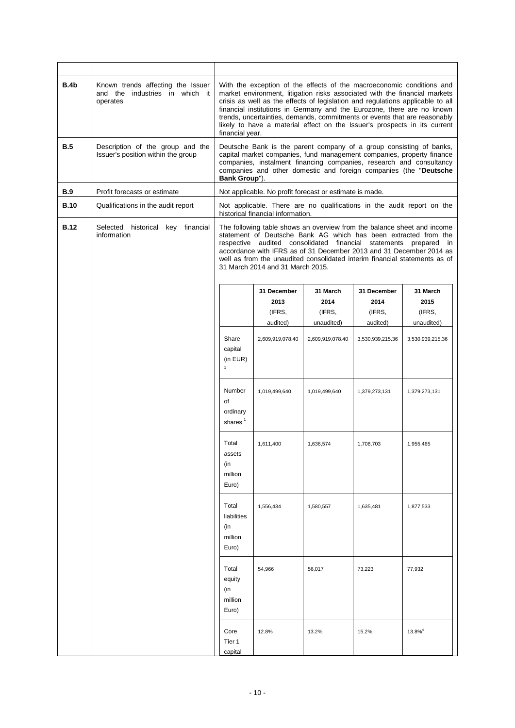| | | |
|---|---|---|
| **B.4b** | Known trends affecting the Issuer and the industries in which it operates | With the exception of the effects of the macroeconomic conditions and market environment, litigation risks associated with the financial markets crisis as well as the effects of legislation and regulations applicable to all financial institutions in Germany and the Eurozone, there are no known trends, uncertainties, demands, commitments or events that are reasonably likely to have a material effect on the Issuer's prospects in its current financial year. |
| **B.5** | Description of the group and the Issuer's position within the group | Deutsche Bank is the parent company of a group consisting of banks, capital market companies, fund management companies, property finance companies, instalment financing companies, research and consultancy companies and other domestic and foreign companies (the "**Deutsche Bank Group**"). |
| **B.9** | Profit forecasts or estimate | Not applicable. No profit forecast or estimate is made. |
| **B.10** | Qualifications in the audit report | Not applicable. There are no qualifications in the audit report on the historical financial information. |
| **B.12** | Selected historical key financial information | The following table shows an overview from the balance sheet and income statement of Deutsche Bank AG which has been extracted from the respective audited consolidated financial statements prepared in accordance with IFRS as of 31 December 2013 and 31 December 2014 as well as from the unaudited consolidated interim financial statements as of 31 March 2014 and 31 March 2015. |

| | 31 December 2013 (IFRS, audited) | 31 March 2014 (IFRS, unaudited) | 31 December 2014 (IFRS, audited) | 31 March 2015 (IFRS, unaudited) |
|---|---|---|---|---|
| Share capital (in EUR) [1] | 2,609,919,078.40 | 2,609,919,078.40 | 3,530,939,215.36 | 3,530,939,215.36 |
| Number of ordinary shares [1] | 1,019,499,640 | 1,019,499,640 | 1,379,273,131 | 1,379,273,131 |
| Total assets (in million Euro) | 1,611,400 | 1,636,574 | 1,708,703 | 1,955,465 |
| Total liabilities (in million Euro) | 1,556,434 | 1,580,557 | 1,635,481 | 1,877,533 |
| Total equity (in million Euro) | 54,966 | 56,017 | 73,223 | 77,932 |
| Core Tier 1 capital | 12.8% | 13.2% | 15.2% | 13.8%[4] |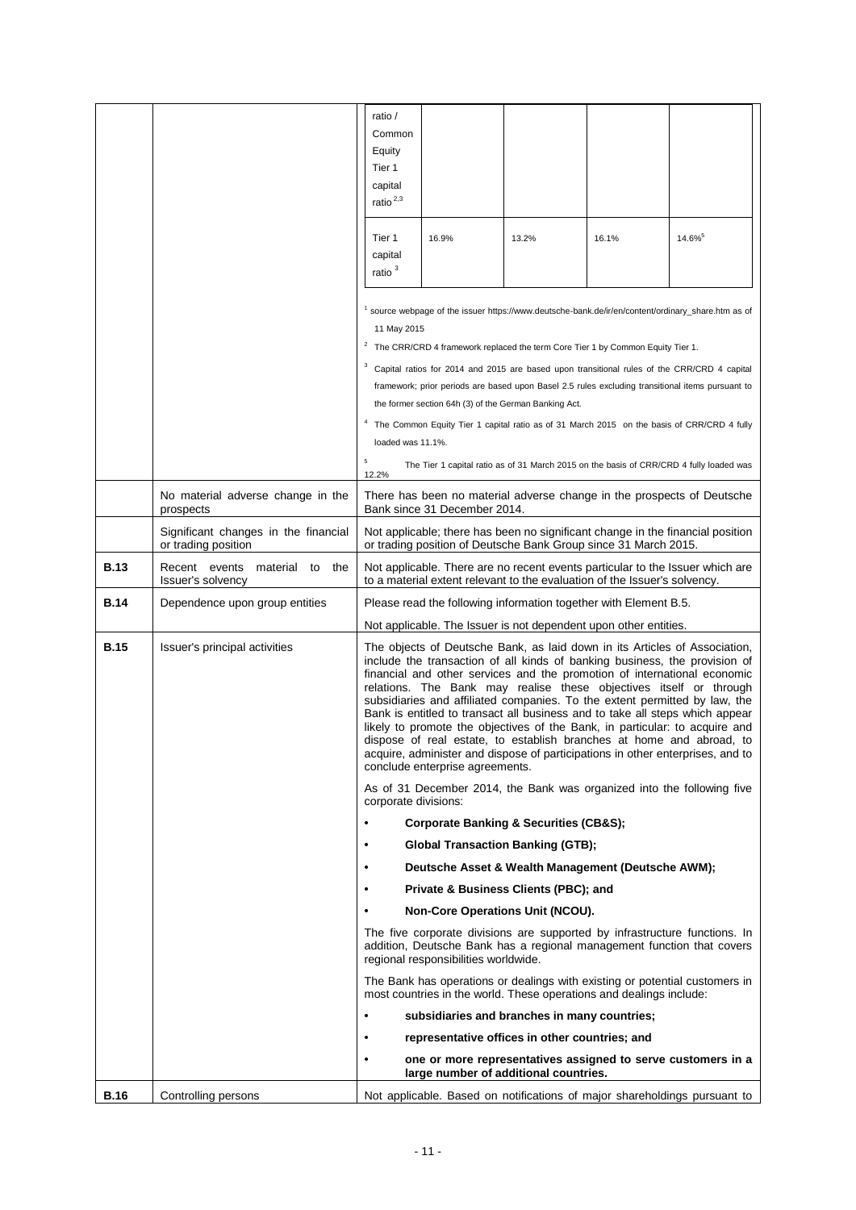| | | | | | | |
|---|---|---|---|---|---|---|
| | | ratio / Common Equity Tier 1 capital ratio [2,3] | | | | |
| | | Tier 1 capital ratio [3] | 16.9% | 13.2% | 16.1% | 14.6%[5] |

[1] source webpage of the issuer https://www.deutsche-bank.de/ir/en/content/ordinary_share.htm as of 11 May 2015

[2] The CRR/CRD 4 framework replaced the term Core Tier 1 by Common Equity Tier 1.

[3] Capital ratios for 2014 and 2015 are based upon transitional rules of the CRR/CRD 4 capital framework; prior periods are based upon Basel 2.5 rules excluding transitional items pursuant to the former section 64h (3) of the German Banking Act.

[4] The Common Equity Tier 1 capital ratio as of 31 March 2015 on the basis of CRR/CRD 4 fully loaded was 11.1%.

[5] The Tier 1 capital ratio as of 31 March 2015 on the basis of CRR/CRD 4 fully loaded was 12.2%

| | | |
|---|---|---|
| | No material adverse change in the prospects | There has been no material adverse change in the prospects of Deutsche Bank since 31 December 2014. |
| | Significant changes in the financial or trading position | Not applicable; there has been no significant change in the financial position or trading position of Deutsche Bank Group since 31 March 2015. |
| **B.13** | Recent events material to the Issuer's solvency | Not applicable. There are no recent events particular to the Issuer which are to a material extent relevant to the evaluation of the Issuer's solvency. |
| **B.14** | Dependence upon group entities | Please read the following information together with Element B.5.<br><br>Not applicable. The Issuer is not dependent upon other entities. |
| **B.15** | Issuer's principal activities | The objects of Deutsche Bank, as laid down in its Articles of Association, include the transaction of all kinds of banking business, the provision of financial and other services and the promotion of international economic relations. The Bank may realise these objectives itself or through subsidiaries and affiliated companies. To the extent permitted by law, the Bank is entitled to transact all business and to take all steps which appear likely to promote the objectives of the Bank, in particular: to acquire and dispose of real estate, to establish branches at home and abroad, to acquire, administer and dispose of participations in other enterprises, and to conclude enterprise agreements.<br><br>As of 31 December 2014, the Bank was organized into the following five corporate divisions:<br><br>• **Corporate Banking & Securities (CB&S);**<br>• **Global Transaction Banking (GTB);**<br>• **Deutsche Asset & Wealth Management (Deutsche AWM);**<br>• **Private & Business Clients (PBC); and**<br>• **Non-Core Operations Unit (NCOU).**<br><br>The five corporate divisions are supported by infrastructure functions. In addition, Deutsche Bank has a regional management function that covers regional responsibilities worldwide.<br><br>The Bank has operations or dealings with existing or potential customers in most countries in the world. These operations and dealings include:<br><br>• **subsidiaries and branches in many countries;**<br>• **representative offices in other countries; and**<br>• **one or more representatives assigned to serve customers in a large number of additional countries.** |
| **B.16** | Controlling persons | Not applicable. Based on notifications of major shareholdings pursuant to |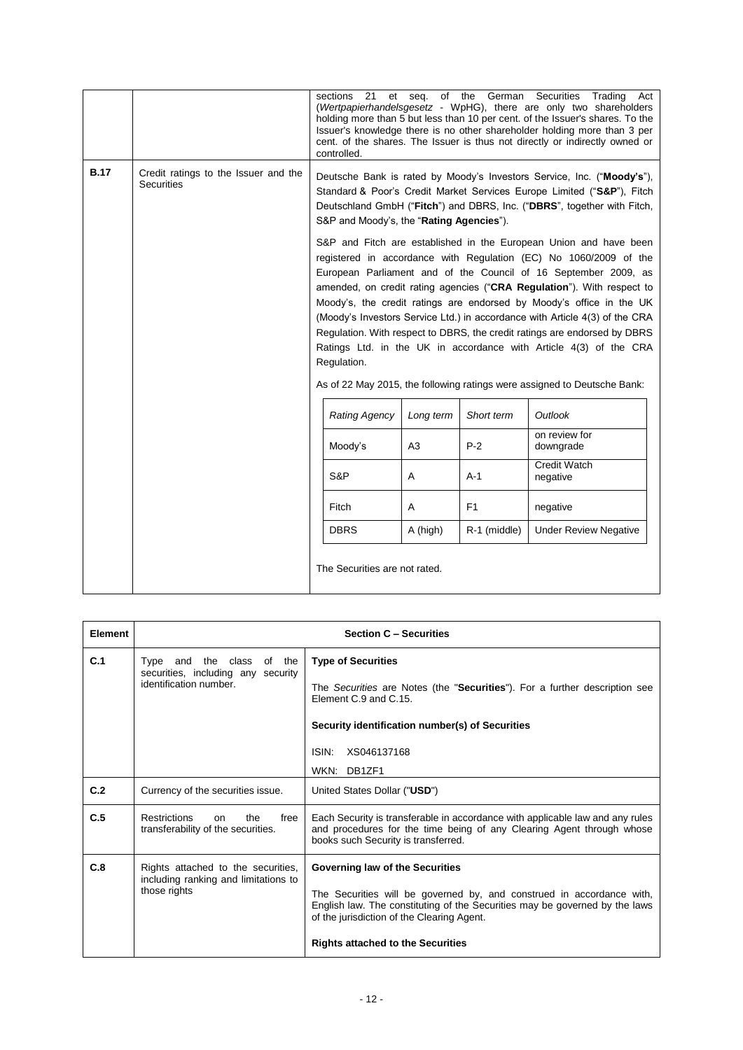| | | |
|---|---|---|
| | | sections 21 et seq. of the German Securities Trading Act (*Wertpapierhandelsgesetz* - WpHG), there are only two shareholders holding more than 5 but less than 10 per cent. of the Issuer's shares. To the Issuer's knowledge there is no other shareholder holding more than 3 per cent. of the shares. The Issuer is thus not directly or indirectly owned or controlled. |
| **B.17** | Credit ratings to the Issuer and the Securities | Deutsche Bank is rated by Moody's Investors Service, Inc. ("**Moody's**"), Standard & Poor's Credit Market Services Europe Limited ("**S&P**"), Fitch Deutschland GmbH ("**Fitch**") and DBRS, Inc. ("**DBRS**", together with Fitch, S&P and Moody's, the "**Rating Agencies**").<br><br>S&P and Fitch are established in the European Union and have been registered in accordance with Regulation (EC) No 1060/2009 of the European Parliament and of the Council of 16 September 2009, as amended, on credit rating agencies ("**CRA Regulation**"). With respect to Moody's, the credit ratings are endorsed by Moody's office in the UK (Moody's Investors Service Ltd.) in accordance with Article 4(3) of the CRA Regulation. With respect to DBRS, the credit ratings are endorsed by DBRS Ratings Ltd. in the UK in accordance with Article 4(3) of the CRA Regulation.<br><br>As of 22 May 2015, the following ratings were assigned to Deutsche Bank: |

| *Rating Agency* | *Long term* | *Short term* | *Outlook* |
|---|---|---|---|
| Moody's | A3 | P-2 | on review for downgrade |
| S&P | A | A-1 | Credit Watch negative |
| Fitch | A | F1 | negative |
| DBRS | A (high) | R-1 (middle) | Under Review Negative |

The Securities are not rated.

| Element | Section C – Securities | |
|---|---|---|
| **C.1** | Type and the class of the securities, including any security identification number. | **Type of Securities**<br><br>The *Securities* are Notes (the "**Securities**"). For a further description see Element C.9 and C.15.<br><br>**Security identification number(s) of Securities**<br><br>ISIN: XS046137168<br><br>WKN: DB1ZF1 |
| **C.2** | Currency of the securities issue. | United States Dollar ("**USD**") |
| **C.5** | Restrictions on the free transferability of the securities. | Each Security is transferable in accordance with applicable law and any rules and procedures for the time being of any Clearing Agent through whose books such Security is transferred. |
| **C.8** | Rights attached to the securities, including ranking and limitations to those rights | **Governing law of the Securities**<br><br>The Securities will be governed by, and construed in accordance with, English law. The constituting of the Securities may be governed by the laws of the jurisdiction of the Clearing Agent.<br><br>**Rights attached to the Securities** |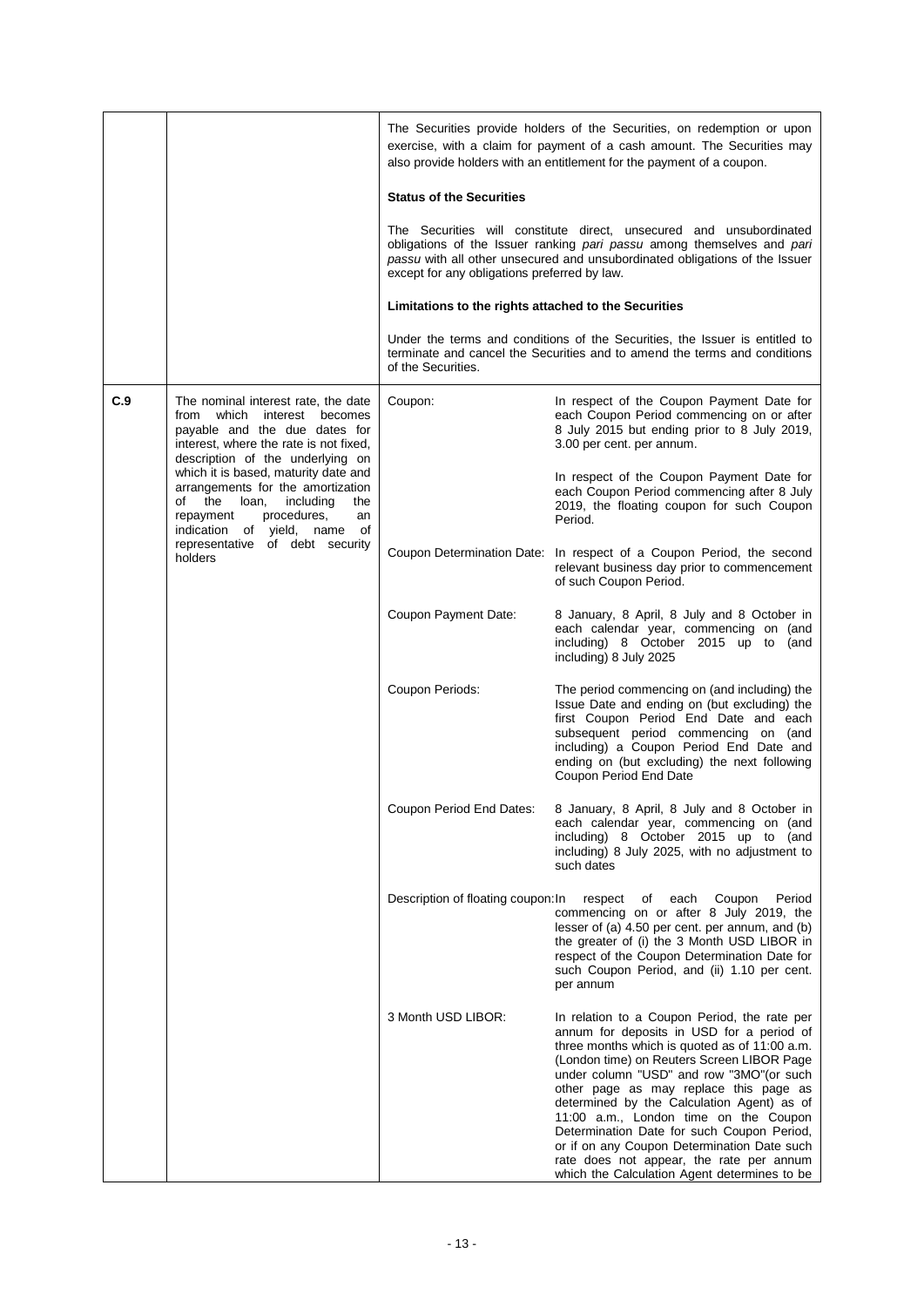| | | | |
|---|---|---|---|
| | | The Securities provide holders of the Securities, on redemption or upon exercise, with a claim for payment of a cash amount. The Securities may also provide holders with an entitlement for the payment of a coupon.<br><br>**Status of the Securities**<br><br>The Securities will constitute direct, unsecured and unsubordinated obligations of the Issuer ranking *pari passu* among themselves and *pari passu* with all other unsecured and unsubordinated obligations of the Issuer except for any obligations preferred by law.<br><br>**Limitations to the rights attached to the Securities**<br><br>Under the terms and conditions of the Securities, the Issuer is entitled to terminate and cancel the Securities and to amend the terms and conditions of the Securities. | |
| C.9 | The nominal interest rate, the date from which interest becomes payable and the due dates for interest, where the rate is not fixed, description of the underlying on which it is based, maturity date and arrangements for the amortization of the loan, including the repayment procedures, an indication of yield, name of representative of debt security holders | Coupon: | In respect of the Coupon Payment Date for each Coupon Period commencing on or after 8 July 2015 but ending prior to 8 July 2019, 3.00 per cent. per annum.<br><br>In respect of the Coupon Payment Date for each Coupon Period commencing after 8 July 2019, the floating coupon for such Coupon Period. |
| | | Coupon Determination Date: | In respect of a Coupon Period, the second relevant business day prior to commencement of such Coupon Period. |
| | | Coupon Payment Date: | 8 January, 8 April, 8 July and 8 October in each calendar year, commencing on (and including) 8 October 2015 up to (and including) 8 July 2025 |
| | | Coupon Periods: | The period commencing on (and including) the Issue Date and ending on (but excluding) the first Coupon Period End Date and each subsequent period commencing on (and including) a Coupon Period End Date and ending on (but excluding) the next following Coupon Period End Date |
| | | Coupon Period End Dates: | 8 January, 8 April, 8 July and 8 October in each calendar year, commencing on (and including) 8 October 2015 up to (and including) 8 July 2025, with no adjustment to such dates |
| | | Description of floating coupon: | In respect of each Coupon Period commencing on or after 8 July 2019, the lesser of (a) 4.50 per cent. per annum, and (b) the greater of (i) the 3 Month USD LIBOR in respect of the Coupon Determination Date for such Coupon Period, and (ii) 1.10 per cent. per annum |
| | | 3 Month USD LIBOR: | In relation to a Coupon Period, the rate per annum for deposits in USD for a period of three months which is quoted as of 11:00 a.m. (London time) on Reuters Screen LIBOR Page under column "USD" and row "3MO"(or such other page as may replace this page as determined by the Calculation Agent) as of 11:00 a.m., London time on the Coupon Determination Date for such Coupon Period, or if on any Coupon Determination Date such rate does not appear, the rate per annum which the Calculation Agent determines to be |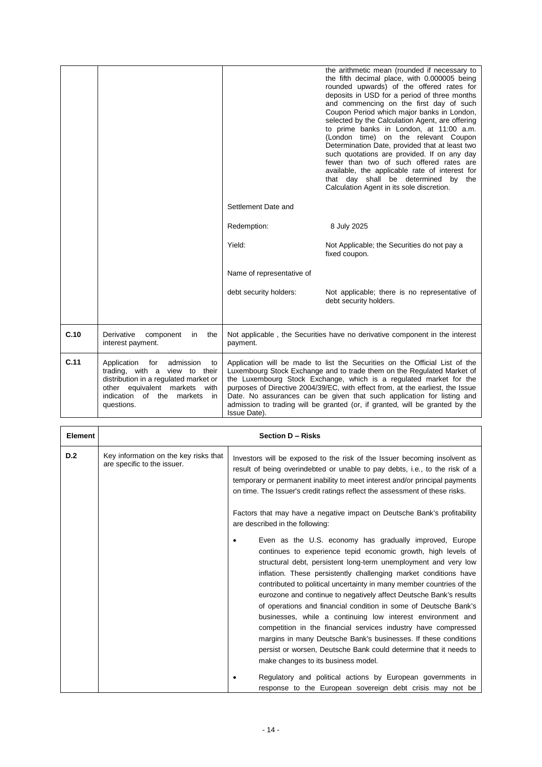| | | | |
|---|---|---|---|
| | | | the arithmetic mean (rounded if necessary to the fifth decimal place, with 0.000005 being rounded upwards) of the offered rates for deposits in USD for a period of three months and commencing on the first day of such Coupon Period which major banks in London, selected by the Calculation Agent, are offering to prime banks in London, at 11:00 a.m. (London time) on the relevant Coupon Determination Date, provided that at least two such quotations are provided. If on any day fewer than two of such offered rates are available, the applicable rate of interest for that day shall be determined by the Calculation Agent in its sole discretion. |
| | | Settlement Date and Redemption: | 8 July 2025 |
| | | Yield: | Not Applicable; the Securities do not pay a fixed coupon. |
| | | Name of representative of debt security holders: | Not applicable; there is no representative of debt security holders. |
| **C.10** | Derivative component in the interest payment. | Not applicable , the Securities have no derivative component in the interest payment. | |
| **C.11** | Application for admission to trading, with a view to their distribution in a regulated market or other equivalent markets with indication of the markets in questions. | Application will be made to list the Securities on the Official List of the Luxembourg Stock Exchange and to trade them on the Regulated Market of the Luxembourg Stock Exchange, which is a regulated market for the purposes of Directive 2004/39/EC, with effect from, at the earliest, the Issue Date. No assurances can be given that such application for listing and admission to trading will be granted (or, if granted, will be granted by the Issue Date). | |

| Element | Section D – Risks | |
|---|---|---|
| **D.2** | Key information on the key risks that are specific to the issuer. | Investors will be exposed to the risk of the Issuer becoming insolvent as result of being overindebted or unable to pay debts, i.e., to the risk of a temporary or permanent inability to meet interest and/or principal payments on time. The Issuer's credit ratings reflect the assessment of these risks.<br><br>Factors that may have a negative impact on Deutsche Bank's profitability are described in the following:<br><br>• Even as the U.S. economy has gradually improved, Europe continues to experience tepid economic growth, high levels of structural debt, persistent long-term unemployment and very low inflation. These persistently challenging market conditions have contributed to political uncertainty in many member countries of the eurozone and continue to negatively affect Deutsche Bank's results of operations and financial condition in some of Deutsche Bank's businesses, while a continuing low interest environment and competition in the financial services industry have compressed margins in many Deutsche Bank's businesses. If these conditions persist or worsen, Deutsche Bank could determine that it needs to make changes to its business model.<br><br>• Regulatory and political actions by European governments in response to the European sovereign debt crisis may not be |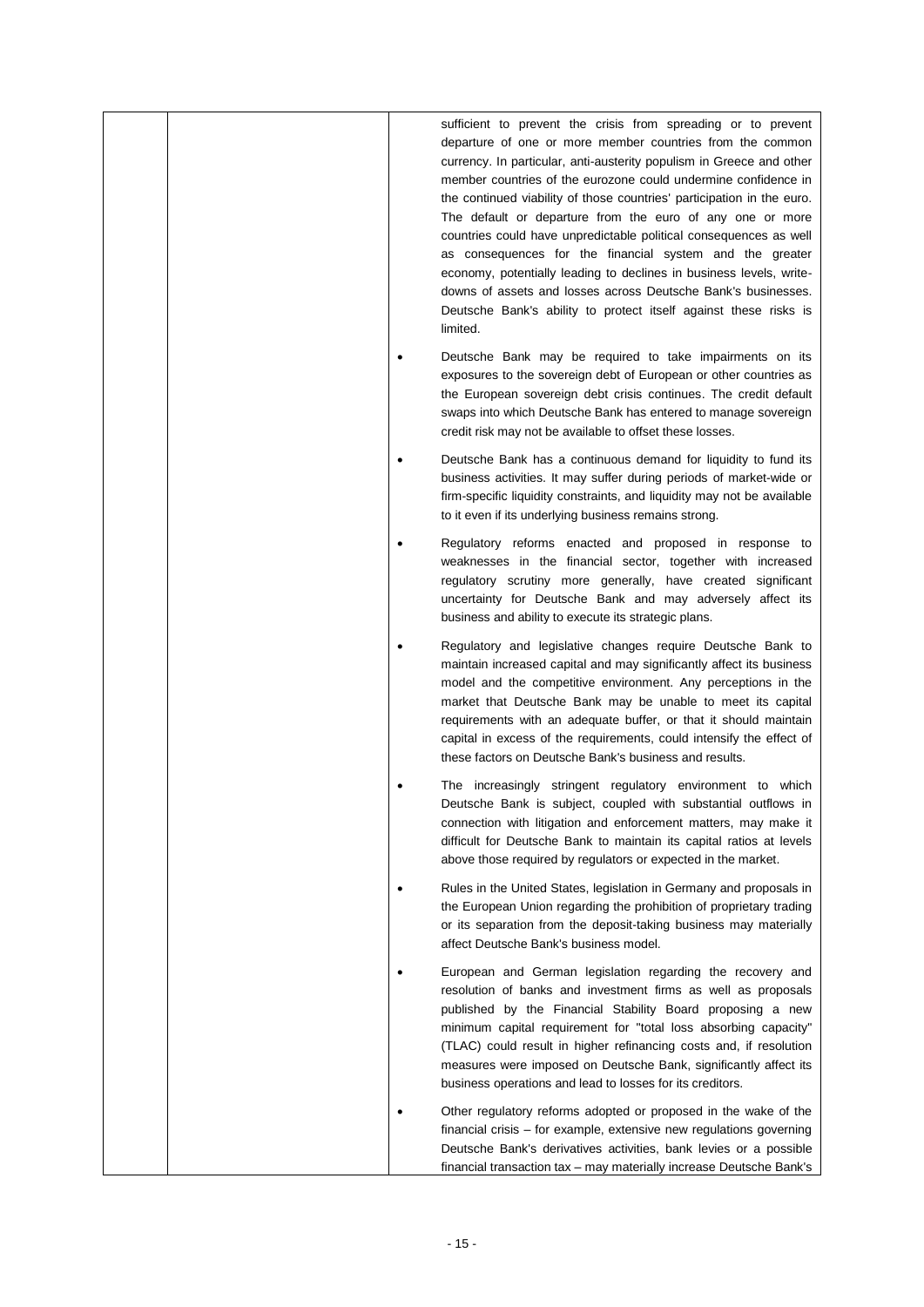sufficient to prevent the crisis from spreading or to prevent departure of one or more member countries from the common currency. In particular, anti-austerity populism in Greece and other member countries of the eurozone could undermine confidence in the continued viability of those countries' participation in the euro. The default or departure from the euro of any one or more countries could have unpredictable political consequences as well as consequences for the financial system and the greater economy, potentially leading to declines in business levels, write-downs of assets and losses across Deutsche Bank's businesses. Deutsche Bank's ability to protect itself against these risks is limited.

- Deutsche Bank may be required to take impairments on its exposures to the sovereign debt of European or other countries as the European sovereign debt crisis continues. The credit default swaps into which Deutsche Bank has entered to manage sovereign credit risk may not be available to offset these losses.
- Deutsche Bank has a continuous demand for liquidity to fund its business activities. It may suffer during periods of market-wide or firm-specific liquidity constraints, and liquidity may not be available to it even if its underlying business remains strong.
- Regulatory reforms enacted and proposed in response to weaknesses in the financial sector, together with increased regulatory scrutiny more generally, have created significant uncertainty for Deutsche Bank and may adversely affect its business and ability to execute its strategic plans.
- Regulatory and legislative changes require Deutsche Bank to maintain increased capital and may significantly affect its business model and the competitive environment. Any perceptions in the market that Deutsche Bank may be unable to meet its capital requirements with an adequate buffer, or that it should maintain capital in excess of the requirements, could intensify the effect of these factors on Deutsche Bank's business and results.
- The increasingly stringent regulatory environment to which Deutsche Bank is subject, coupled with substantial outflows in connection with litigation and enforcement matters, may make it difficult for Deutsche Bank to maintain its capital ratios at levels above those required by regulators or expected in the market.
- Rules in the United States, legislation in Germany and proposals in the European Union regarding the prohibition of proprietary trading or its separation from the deposit-taking business may materially affect Deutsche Bank's business model.
- European and German legislation regarding the recovery and resolution of banks and investment firms as well as proposals published by the Financial Stability Board proposing a new minimum capital requirement for "total loss absorbing capacity" (TLAC) could result in higher refinancing costs and, if resolution measures were imposed on Deutsche Bank, significantly affect its business operations and lead to losses for its creditors.
- Other regulatory reforms adopted or proposed in the wake of the financial crisis – for example, extensive new regulations governing Deutsche Bank's derivatives activities, bank levies or a possible financial transaction tax – may materially increase Deutsche Bank's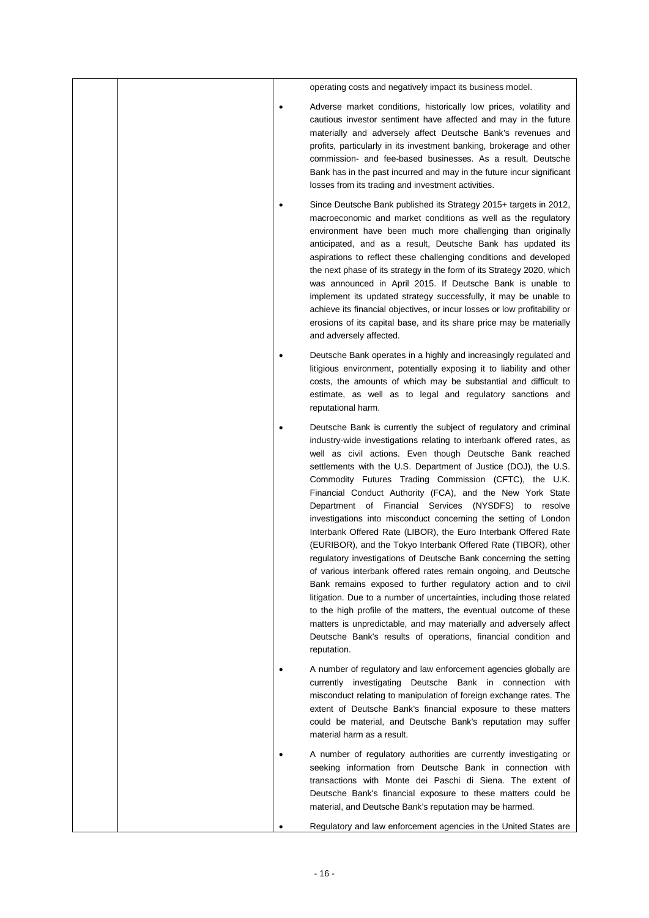| | | operating costs and negatively impact its business model.<br><br>• Adverse market conditions, historically low prices, volatility and cautious investor sentiment have affected and may in the future materially and adversely affect Deutsche Bank's revenues and profits, particularly in its investment banking, brokerage and other commission- and fee-based businesses. As a result, Deutsche Bank has in the past incurred and may in the future incur significant losses from its trading and investment activities.<br><br>• Since Deutsche Bank published its Strategy 2015+ targets in 2012, macroeconomic and market conditions as well as the regulatory environment have been much more challenging than originally anticipated, and as a result, Deutsche Bank has updated its aspirations to reflect these challenging conditions and developed the next phase of its strategy in the form of its Strategy 2020, which was announced in April 2015. If Deutsche Bank is unable to implement its updated strategy successfully, it may be unable to achieve its financial objectives, or incur losses or low profitability or erosions of its capital base, and its share price may be materially and adversely affected.<br><br>• Deutsche Bank operates in a highly and increasingly regulated and litigious environment, potentially exposing it to liability and other costs, the amounts of which may be substantial and difficult to estimate, as well as to legal and regulatory sanctions and reputational harm.<br><br>• Deutsche Bank is currently the subject of regulatory and criminal industry-wide investigations relating to interbank offered rates, as well as civil actions. Even though Deutsche Bank reached settlements with the U.S. Department of Justice (DOJ), the U.S. Commodity Futures Trading Commission (CFTC), the U.K. Financial Conduct Authority (FCA), and the New York State Department of Financial Services (NYSDFS) to resolve investigations into misconduct concerning the setting of London Interbank Offered Rate (LIBOR), the Euro Interbank Offered Rate (EURIBOR), and the Tokyo Interbank Offered Rate (TIBOR), other regulatory investigations of Deutsche Bank concerning the setting of various interbank offered rates remain ongoing, and Deutsche Bank remains exposed to further regulatory action and to civil litigation. Due to a number of uncertainties, including those related to the high profile of the matters, the eventual outcome of these matters is unpredictable, and may materially and adversely affect Deutsche Bank's results of operations, financial condition and reputation.<br><br>• A number of regulatory and law enforcement agencies globally are currently investigating Deutsche Bank in connection with misconduct relating to manipulation of foreign exchange rates. The extent of Deutsche Bank's financial exposure to these matters could be material, and Deutsche Bank's reputation may suffer material harm as a result.<br><br>• A number of regulatory authorities are currently investigating or seeking information from Deutsche Bank in connection with transactions with Monte dei Paschi di Siena. The extent of Deutsche Bank's financial exposure to these matters could be material, and Deutsche Bank's reputation may be harmed.<br><br>• Regulatory and law enforcement agencies in the United States are |
|---|---|---|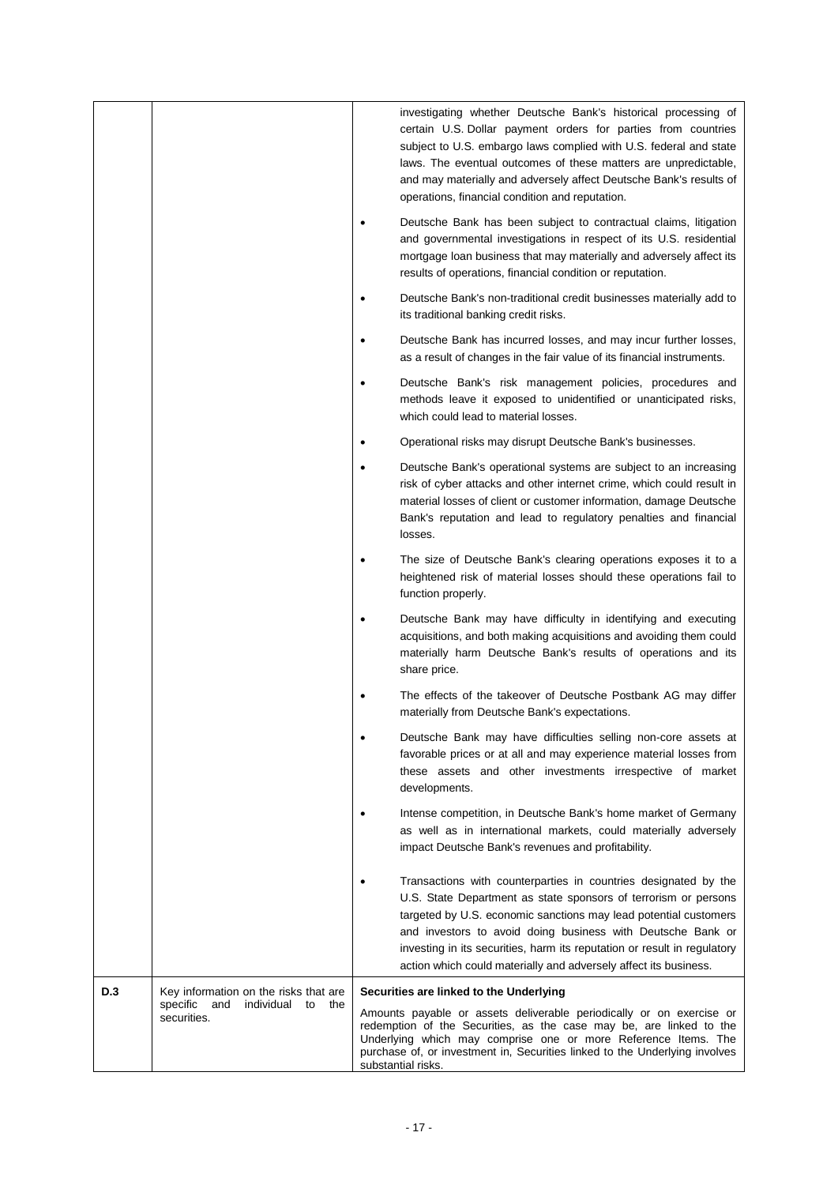| | | |
|---|---|---|
| | | investigating whether Deutsche Bank's historical processing of certain U.S. Dollar payment orders for parties from countries subject to U.S. embargo laws complied with U.S. federal and state laws. The eventual outcomes of these matters are unpredictable, and may materially and adversely affect Deutsche Bank's results of operations, financial condition and reputation.<br><br>• Deutsche Bank has been subject to contractual claims, litigation and governmental investigations in respect of its U.S. residential mortgage loan business that may materially and adversely affect its results of operations, financial condition or reputation.<br><br>• Deutsche Bank's non-traditional credit businesses materially add to its traditional banking credit risks.<br><br>• Deutsche Bank has incurred losses, and may incur further losses, as a result of changes in the fair value of its financial instruments.<br><br>• Deutsche Bank's risk management policies, procedures and methods leave it exposed to unidentified or unanticipated risks, which could lead to material losses.<br><br>• Operational risks may disrupt Deutsche Bank's businesses.<br><br>• Deutsche Bank's operational systems are subject to an increasing risk of cyber attacks and other internet crime, which could result in material losses of client or customer information, damage Deutsche Bank's reputation and lead to regulatory penalties and financial losses.<br><br>• The size of Deutsche Bank's clearing operations exposes it to a heightened risk of material losses should these operations fail to function properly.<br><br>• Deutsche Bank may have difficulty in identifying and executing acquisitions, and both making acquisitions and avoiding them could materially harm Deutsche Bank's results of operations and its share price.<br><br>• The effects of the takeover of Deutsche Postbank AG may differ materially from Deutsche Bank's expectations.<br><br>• Deutsche Bank may have difficulties selling non-core assets at favorable prices or at all and may experience material losses from these assets and other investments irrespective of market developments.<br><br>• Intense competition, in Deutsche Bank's home market of Germany as well as in international markets, could materially adversely impact Deutsche Bank's revenues and profitability.<br><br>• Transactions with counterparties in countries designated by the U.S. State Department as state sponsors of terrorism or persons targeted by U.S. economic sanctions may lead potential customers and investors to avoid doing business with Deutsche Bank or investing in its securities, harm its reputation or result in regulatory action which could materially and adversely affect its business. |
| D.3 | Key information on the risks that are specific and individual to the securities. | **Securities are linked to the Underlying**<br><br>Amounts payable or assets deliverable periodically or on exercise or redemption of the Securities, as the case may be, are linked to the Underlying which may comprise one or more Reference Items. The purchase of, or investment in, Securities linked to the Underlying involves substantial risks. |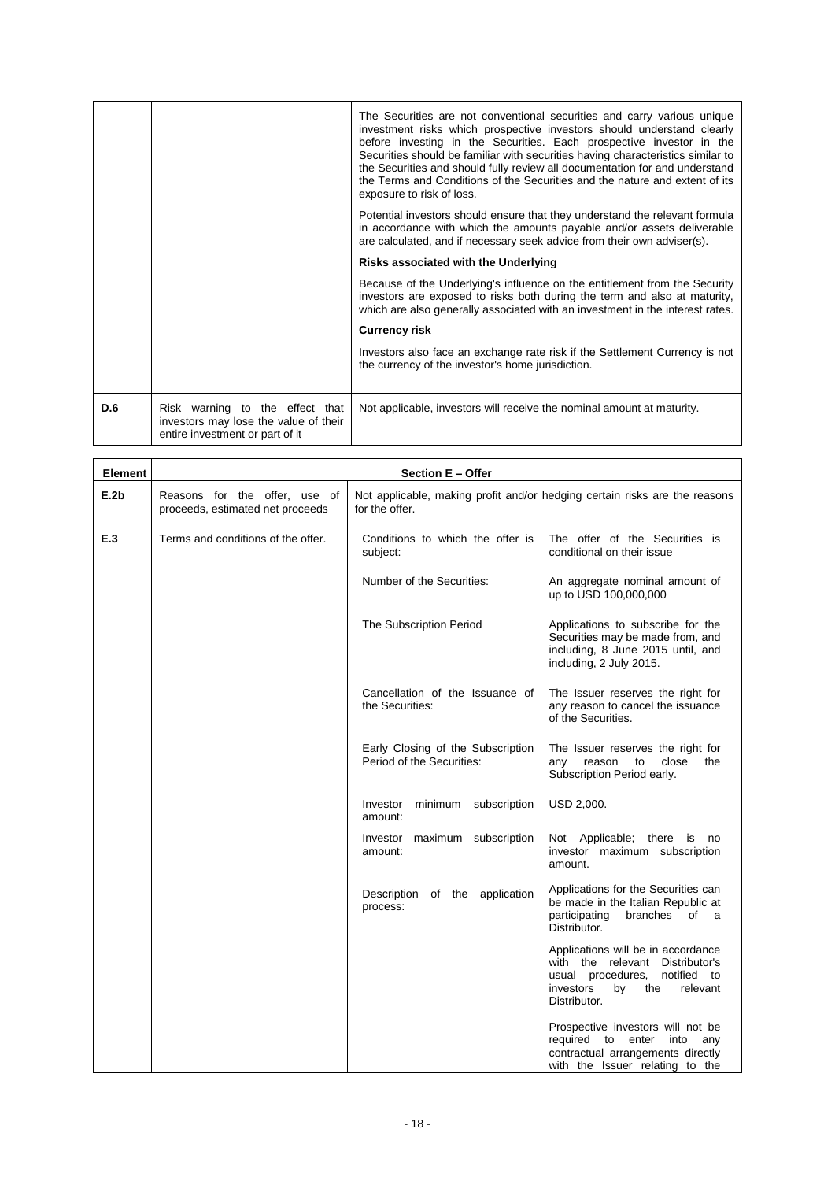| | | |
|---|---|---|
| | | The Securities are not conventional securities and carry various unique investment risks which prospective investors should understand clearly before investing in the Securities. Each prospective investor in the Securities should be familiar with securities having characteristics similar to the Securities and should fully review all documentation for and understand the Terms and Conditions of the Securities and the nature and extent of its exposure to risk of loss.<br><br>Potential investors should ensure that they understand the relevant formula in accordance with which the amounts payable and/or assets deliverable are calculated, and if necessary seek advice from their own adviser(s).<br><br>**Risks associated with the Underlying**<br><br>Because of the Underlying's influence on the entitlement from the Security investors are exposed to risks both during the term and also at maturity, which are also generally associated with an investment in the interest rates.<br><br>**Currency risk**<br><br>Investors also face an exchange rate risk if the Settlement Currency is not the currency of the investor's home jurisdiction. |
| **D.6** | Risk warning to the effect that investors may lose the value of their entire investment or part of it | Not applicable, investors will receive the nominal amount at maturity. |

| Element | Section E – Offer | | |
|---|---|---|---|
| **E.2b** | Reasons for the offer, use of proceeds, estimated net proceeds | Not applicable, making profit and/or hedging certain risks are the reasons for the offer. | |
| **E.3** | Terms and conditions of the offer. | Conditions to which the offer is subject: | The offer of the Securities is conditional on their issue |
| | | Number of the Securities: | An aggregate nominal amount of up to USD 100,000,000 |
| | | The Subscription Period | Applications to subscribe for the Securities may be made from, and including, 8 June 2015 until, and including, 2 July 2015. |
| | | Cancellation of the Issuance of the Securities: | The Issuer reserves the right for any reason to cancel the issuance of the Securities. |
| | | Early Closing of the Subscription Period of the Securities: | The Issuer reserves the right for any reason to close the Subscription Period early. |
| | | Investor minimum subscription amount: | USD 2,000. |
| | | Investor maximum subscription amount: | Not Applicable; there is no investor maximum subscription amount. |
| | | Description of the application process: | Applications for the Securities can be made in the Italian Republic at participating branches of a Distributor.<br><br>Applications will be in accordance with the relevant Distributor's usual procedures, notified to investors by the relevant Distributor.<br><br>Prospective investors will not be required to enter into any contractual arrangements directly with the Issuer relating to the |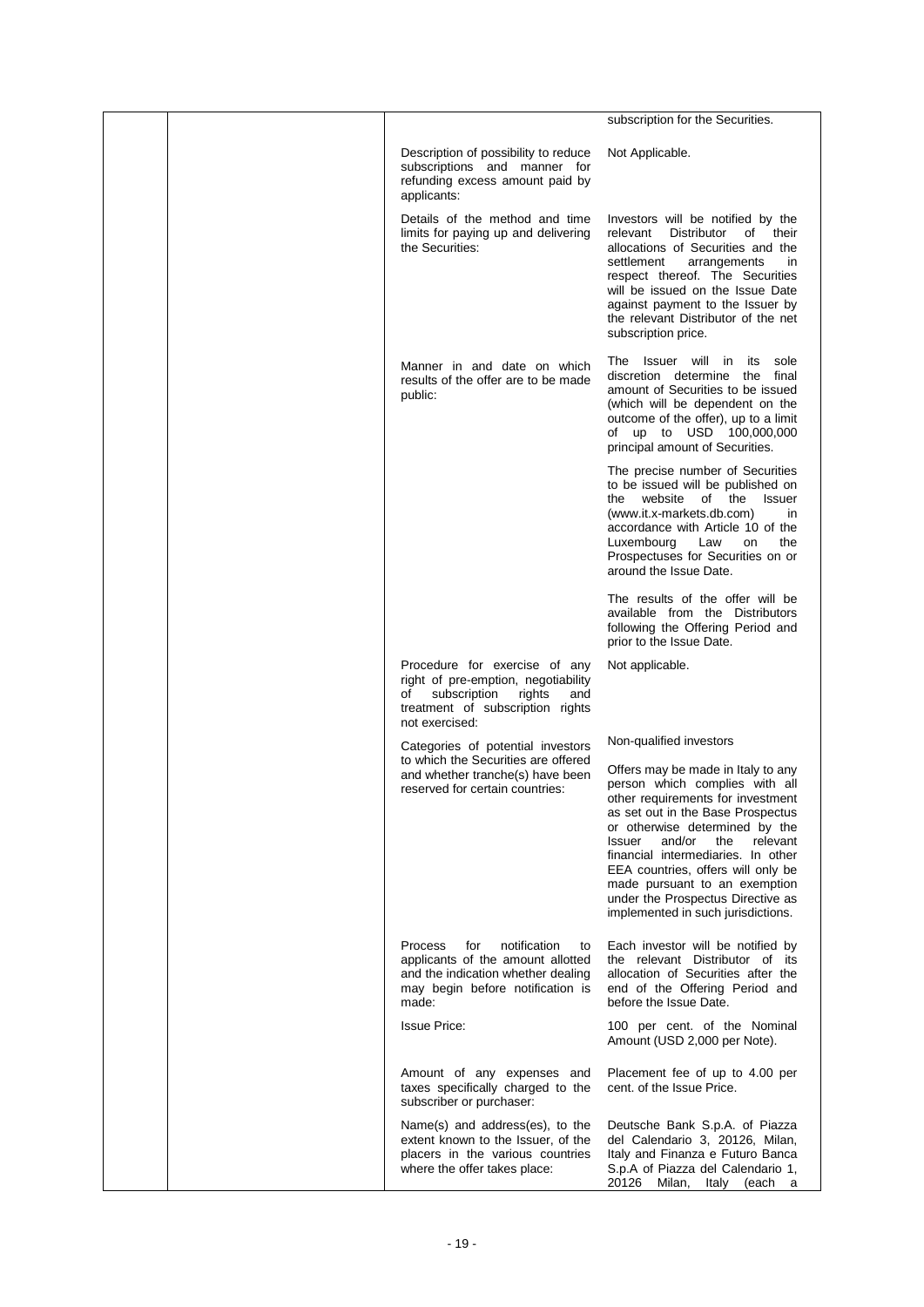| | | | |
|---|---|---|---|
| | | | subscription for the Securities. |
| | | Description of possibility to reduce subscriptions and manner for refunding excess amount paid by applicants: | Not Applicable. |
| | | Details of the method and time limits for paying up and delivering the Securities: | Investors will be notified by the relevant Distributor of their allocations of Securities and the settlement arrangements in respect thereof. The Securities will be issued on the Issue Date against payment to the Issuer by the relevant Distributor of the net subscription price. |
| | | Manner in and date on which results of the offer are to be made public: | The Issuer will in its sole discretion determine the final amount of Securities to be issued (which will be dependent on the outcome of the offer), up to a limit of up to USD 100,000,000 principal amount of Securities.<br><br>The precise number of Securities to be issued will be published on the website of the Issuer (www.it.x-markets.db.com) in accordance with Article 10 of the Luxembourg Law on the Prospectuses for Securities on or around the Issue Date.<br><br>The results of the offer will be available from the Distributors following the Offering Period and prior to the Issue Date. |
| | | Procedure for exercise of any right of pre-emption, negotiability of subscription rights and treatment of subscription rights not exercised: | Not applicable. |
| | | Categories of potential investors to which the Securities are offered and whether tranche(s) have been reserved for certain countries: | Non-qualified investors<br><br>Offers may be made in Italy to any person which complies with all other requirements for investment as set out in the Base Prospectus or otherwise determined by the Issuer and/or the relevant financial intermediaries. In other EEA countries, offers will only be made pursuant to an exemption under the Prospectus Directive as implemented in such jurisdictions. |
| | | Process for notification to applicants of the amount allotted and the indication whether dealing may begin before notification is made: | Each investor will be notified by the relevant Distributor of its allocation of Securities after the end of the Offering Period and before the Issue Date. |
| | | Issue Price: | 100 per cent. of the Nominal Amount (USD 2,000 per Note). |
| | | Amount of any expenses and taxes specifically charged to the subscriber or purchaser: | Placement fee of up to 4.00 per cent. of the Issue Price. |
| | | Name(s) and address(es), to the extent known to the Issuer, of the placers in the various countries where the offer takes place: | Deutsche Bank S.p.A. of Piazza del Calendario 3, 20126, Milan, Italy and Finanza e Futuro Banca S.p.A of Piazza del Calendario 1, 20126 Milan, Italy (each a |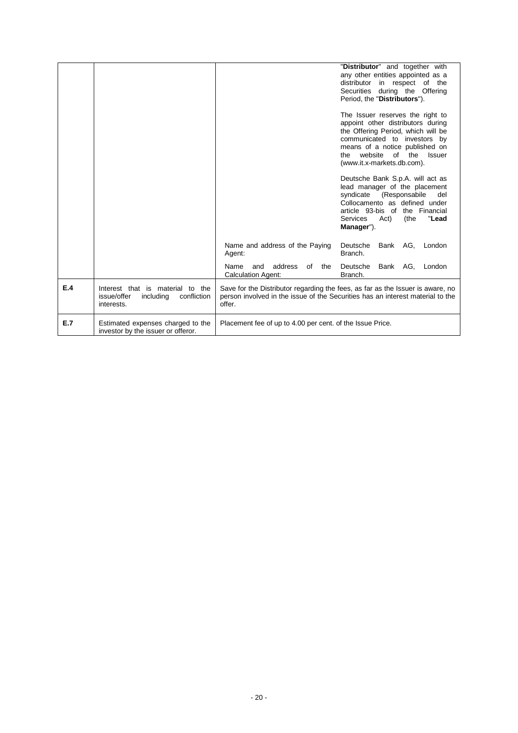| | | | |
|---|---|---|---|
| | | | "**Distributor**" and together with any other entities appointed as a distributor in respect of the Securities during the Offering Period, the "**Distributors**").<br><br>The Issuer reserves the right to appoint other distributors during the Offering Period, which will be communicated to investors by means of a notice published on the website of the Issuer (www.it.x-markets.db.com).<br><br>Deutsche Bank S.p.A. will act as lead manager of the placement syndicate (Responsabile del Collocamento as defined under article 93-bis of the Financial Services Act) (the "**Lead Manager**"). |
| | | Name and address of the Paying Agent: | Deutsche Bank AG, London Branch. |
| | | Name and address of the Calculation Agent: | Deutsche Bank AG, London Branch. |
| **E.4** | Interest that is material to the issue/offer including confliction interests. | Save for the Distributor regarding the fees, as far as the Issuer is aware, no person involved in the issue of the Securities has an interest material to the offer. | |
| **E.7** | Estimated expenses charged to the investor by the issuer or offeror. | Placement fee of up to 4.00 per cent. of the Issue Price. | |